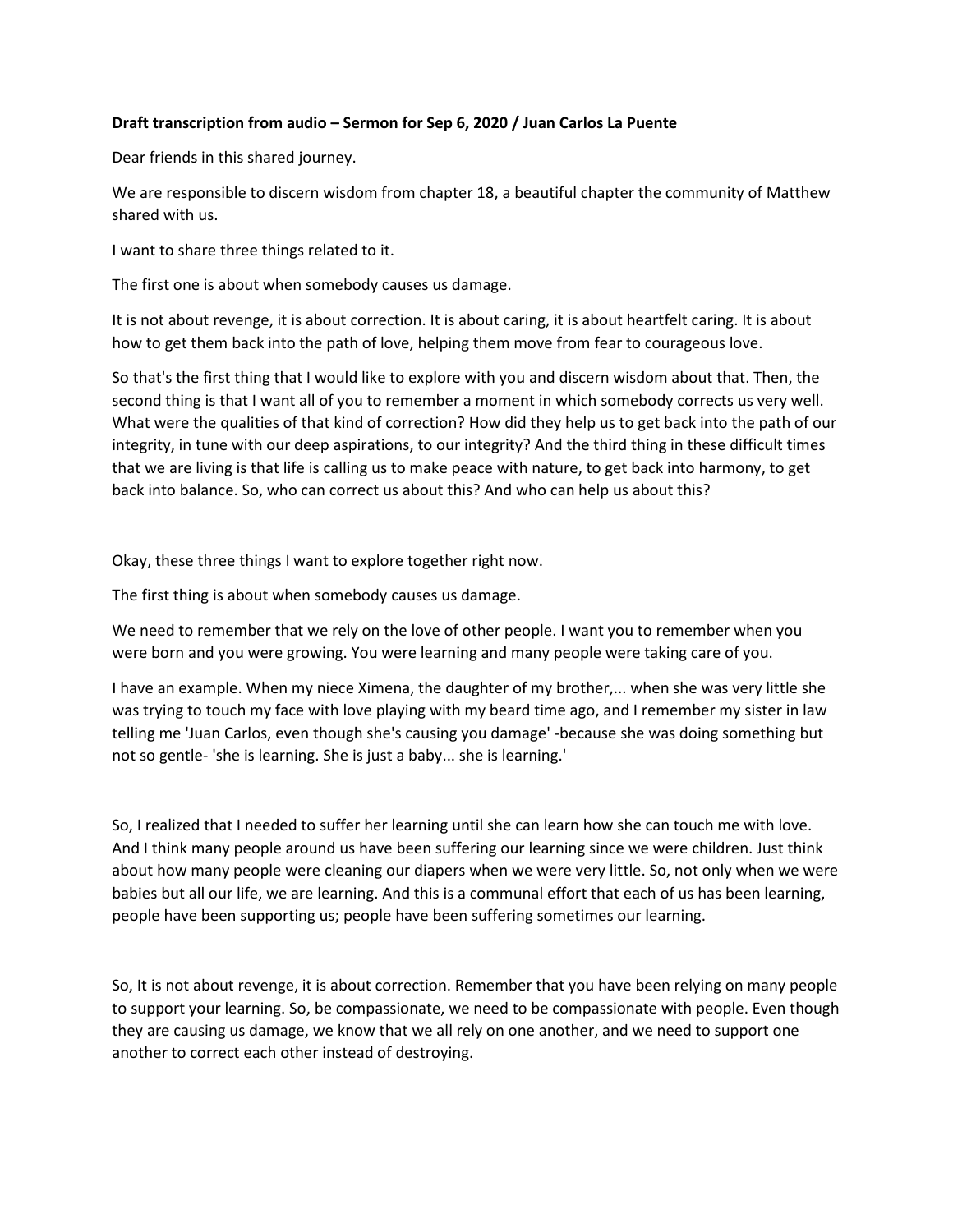**Draft transcription from audio – Sermon for Sep 6, 2020 / Juan Carlos La Puente**

Dear friends in this shared journey.

We are responsible to discern wisdom from chapter 18, a beautiful chapter the community of Matthew shared with us.

I want to share three things related to it.

The first one is about when somebody causes us damage.

It is not about revenge, it is about correction. It is about caring, it is about heartfelt caring. It is about how to get them back into the path of love, helping them move from fear to courageous love.

So that's the first thing that I would like to explore with you and discern wisdom about that. Then, the second thing is that I want all of you to remember a moment in which somebody corrects us very well. What were the qualities of that kind of correction? How did they help us to get back into the path of our integrity, in tune with our deep aspirations, to our integrity? And the third thing in these difficult times that we are living is that life is calling us to make peace with nature, to get back into harmony, to get back into balance. So, who can correct us about this? And who can help us about this?

Okay, these three things I want to explore together right now.

The first thing is about when somebody causes us damage.

We need to remember that we rely on the love of other people. I want you to remember when you were born and you were growing. You were learning and many people were taking care of you.

I have an example. When my niece Ximena, the daughter of my brother,... when she was very little she was trying to touch my face with love playing with my beard time ago, and I remember my sister in law telling me 'Juan Carlos, even though she's causing you damage' -because she was doing something but not so gentle- 'she is learning. She is just a baby... she is learning.'

So, I realized that I needed to suffer her learning until she can learn how she can touch me with love. And I think many people around us have been suffering our learning since we were children. Just think about how many people were cleaning our diapers when we were very little. So, not only when we were babies but all our life, we are learning. And this is a communal effort that each of us has been learning, people have been supporting us; people have been suffering sometimes our learning.

So, It is not about revenge, it is about correction. Remember that you have been relying on many people to support your learning. So, be compassionate, we need to be compassionate with people. Even though they are causing us damage, we know that we all rely on one another, and we need to support one another to correct each other instead of destroying.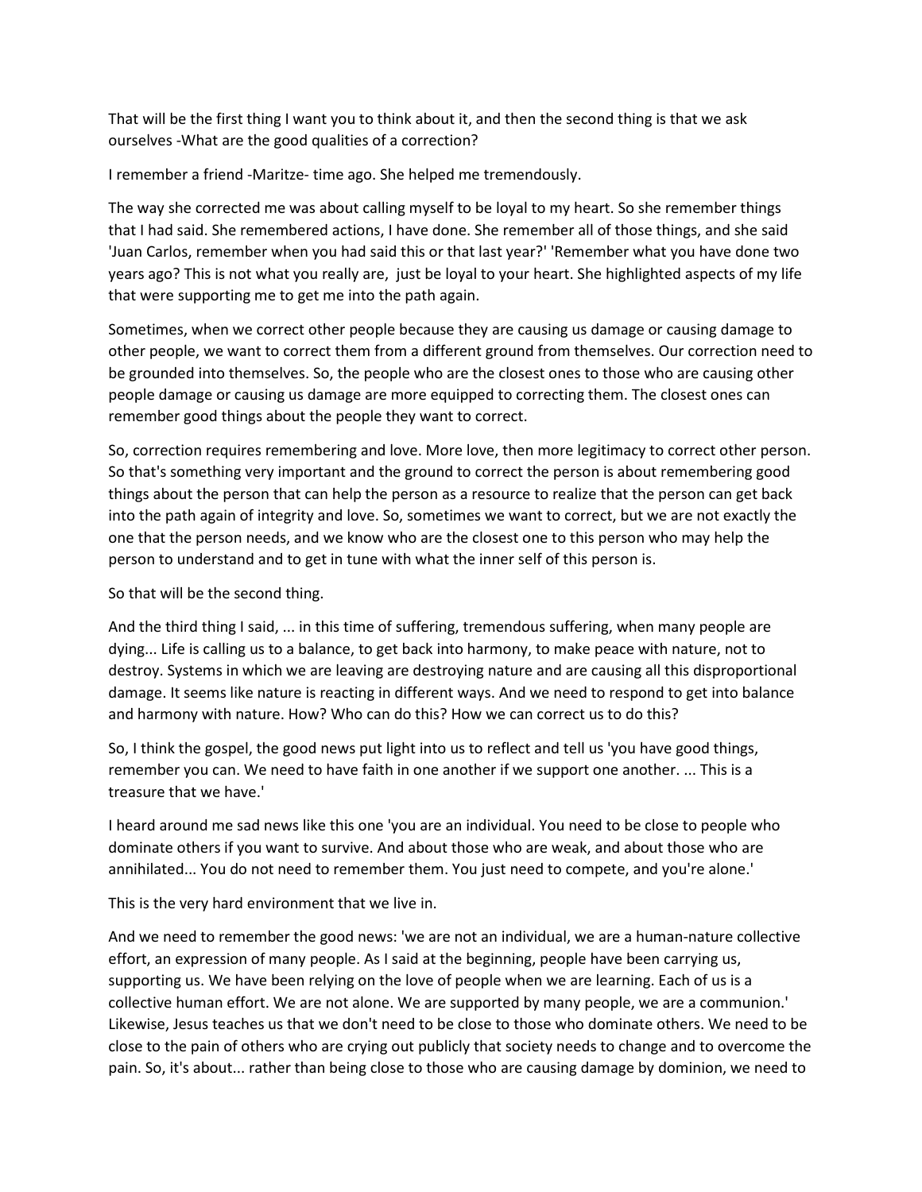That will be the first thing I want you to think about it, and then the second thing is that we ask ourselves -What are the good qualities of a correction?

I remember a friend -Maritze- time ago. She helped me tremendously.

The way she corrected me was about calling myself to be loyal to my heart. So she remember things that I had said. She remembered actions, I have done. She remember all of those things, and she said 'Juan Carlos, remember when you had said this or that last year?' 'Remember what you have done two years ago? This is not what you really are, just be loyal to your heart. She highlighted aspects of my life that were supporting me to get me into the path again.

Sometimes, when we correct other people because they are causing us damage or causing damage to other people, we want to correct them from a different ground from themselves. Our correction need to be grounded into themselves. So, the people who are the closest ones to those who are causing other people damage or causing us damage are more equipped to correcting them. The closest ones can remember good things about the people they want to correct.

So, correction requires remembering and love. More love, then more legitimacy to correct other person. So that's something very important and the ground to correct the person is about remembering good things about the person that can help the person as a resource to realize that the person can get back into the path again of integrity and love. So, sometimes we want to correct, but we are not exactly the one that the person needs, and we know who are the closest one to this person who may help the person to understand and to get in tune with what the inner self of this person is.

So that will be the second thing.

And the third thing I said, ... in this time of suffering, tremendous suffering, when many people are dying... Life is calling us to a balance, to get back into harmony, to make peace with nature, not to destroy. Systems in which we are leaving are destroying nature and are causing all this disproportional damage. It seems like nature is reacting in different ways. And we need to respond to get into balance and harmony with nature. How? Who can do this? How we can correct us to do this?

So, I think the gospel, the good news put light into us to reflect and tell us 'you have good things, remember you can. We need to have faith in one another if we support one another. ... This is a treasure that we have.'

I heard around me sad news like this one 'you are an individual. You need to be close to people who dominate others if you want to survive. And about those who are weak, and about those who are annihilated... You do not need to remember them. You just need to compete, and you're alone.'

This is the very hard environment that we live in.

And we need to remember the good news: 'we are not an individual, we are a human-nature collective effort, an expression of many people. As I said at the beginning, people have been carrying us, supporting us. We have been relying on the love of people when we are learning. Each of us is a collective human effort. We are not alone. We are supported by many people, we are a communion.' Likewise, Jesus teaches us that we don't need to be close to those who dominate others. We need to be close to the pain of others who are crying out publicly that society needs to change and to overcome the pain. So, it's about... rather than being close to those who are causing damage by dominion, we need to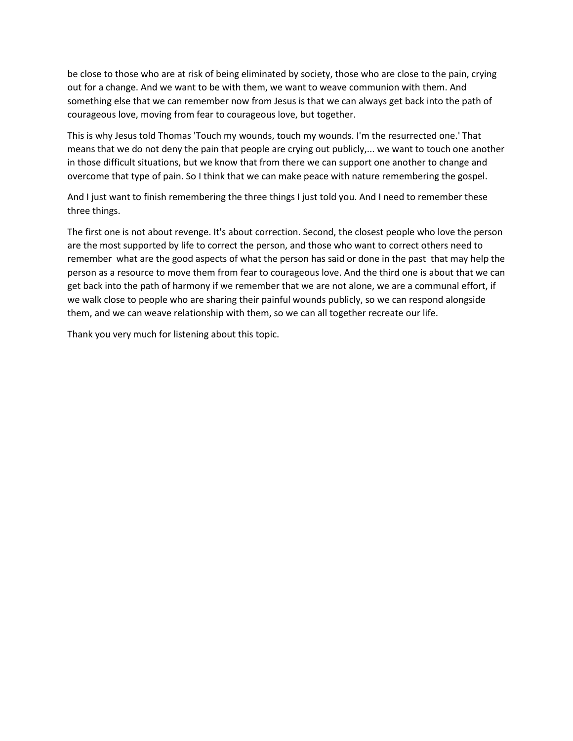be close to those who are at risk of being eliminated by society, those who are close to the pain, crying out for a change. And we want to be with them, we want to weave communion with them. And something else that we can remember now from Jesus is that we can always get back into the path of courageous love, moving from fear to courageous love, but together.

This is why Jesus told Thomas 'Touch my wounds, touch my wounds. I'm the resurrected one.' That means that we do not deny the pain that people are crying out publicly,... we want to touch one another in those difficult situations, but we know that from there we can support one another to change and overcome that type of pain. So I think that we can make peace with nature remembering the gospel.

And I just want to finish remembering the three things I just told you. And I need to remember these three things.

The first one is not about revenge. It's about correction. Second, the closest people who love the person are the most supported by life to correct the person, and those who want to correct others need to remember what are the good aspects of what the person has said or done in the past that may help the person as a resource to move them from fear to courageous love. And the third one is about that we can get back into the path of harmony if we remember that we are not alone, we are a communal effort, if we walk close to people who are sharing their painful wounds publicly, so we can respond alongside them, and we can weave relationship with them, so we can all together recreate our life.

Thank you very much for listening about this topic.